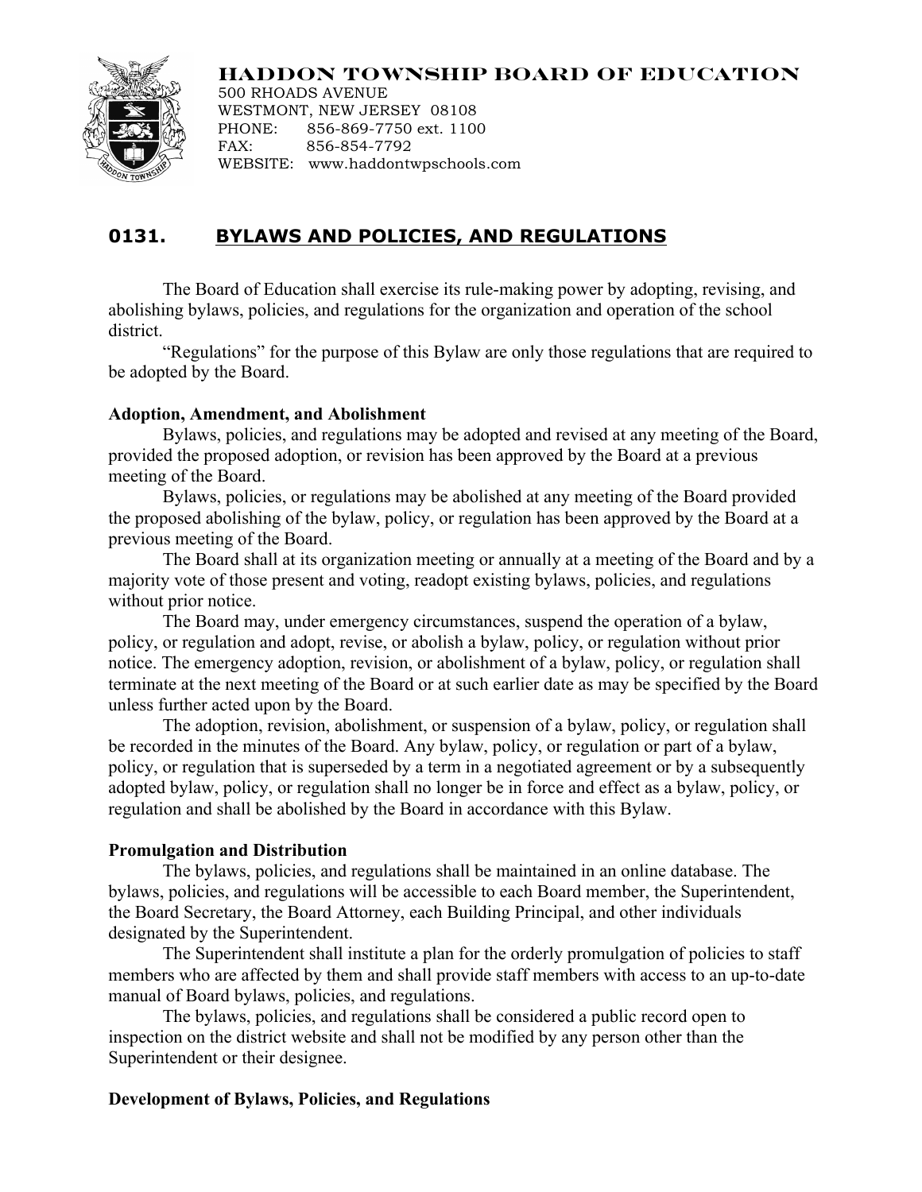**HADDON TOWNSHIP BOARD OF EDUCATION**
500 RHOADS AVENUE
WESTMONT, NEW JERSEY 08108
PHONE: 856-869-7750 ext. 1100
FAX: 856-854-7792
WEBSITE: www.haddontwpschools.com

## 0131. BYLAWS AND POLICIES, AND REGULATIONS

The Board of Education shall exercise its rule-making power by adopting, revising, and abolishing bylaws, policies, and regulations for the organization and operation of the school district.

"Regulations" for the purpose of this Bylaw are only those regulations that are required to be adopted by the Board.

### Adoption, Amendment, and Abolishment

Bylaws, policies, and regulations may be adopted and revised at any meeting of the Board, provided the proposed adoption, or revision has been approved by the Board at a previous meeting of the Board.

Bylaws, policies, or regulations may be abolished at any meeting of the Board provided the proposed abolishing of the bylaw, policy, or regulation has been approved by the Board at a previous meeting of the Board.

The Board shall at its organization meeting or annually at a meeting of the Board and by a majority vote of those present and voting, readopt existing bylaws, policies, and regulations without prior notice.

The Board may, under emergency circumstances, suspend the operation of a bylaw, policy, or regulation and adopt, revise, or abolish a bylaw, policy, or regulation without prior notice. The emergency adoption, revision, or abolishment of a bylaw, policy, or regulation shall terminate at the next meeting of the Board or at such earlier date as may be specified by the Board unless further acted upon by the Board.

The adoption, revision, abolishment, or suspension of a bylaw, policy, or regulation shall be recorded in the minutes of the Board. Any bylaw, policy, or regulation or part of a bylaw, policy, or regulation that is superseded by a term in a negotiated agreement or by a subsequently adopted bylaw, policy, or regulation shall no longer be in force and effect as a bylaw, policy, or regulation and shall be abolished by the Board in accordance with this Bylaw.

### Promulgation and Distribution

The bylaws, policies, and regulations shall be maintained in an online database. The bylaws, policies, and regulations will be accessible to each Board member, the Superintendent, the Board Secretary, the Board Attorney, each Building Principal, and other individuals designated by the Superintendent.

The Superintendent shall institute a plan for the orderly promulgation of policies to staff members who are affected by them and shall provide staff members with access to an up-to-date manual of Board bylaws, policies, and regulations.

The bylaws, policies, and regulations shall be considered a public record open to inspection on the district website and shall not be modified by any person other than the Superintendent or their designee.

### Development of Bylaws, Policies, and Regulations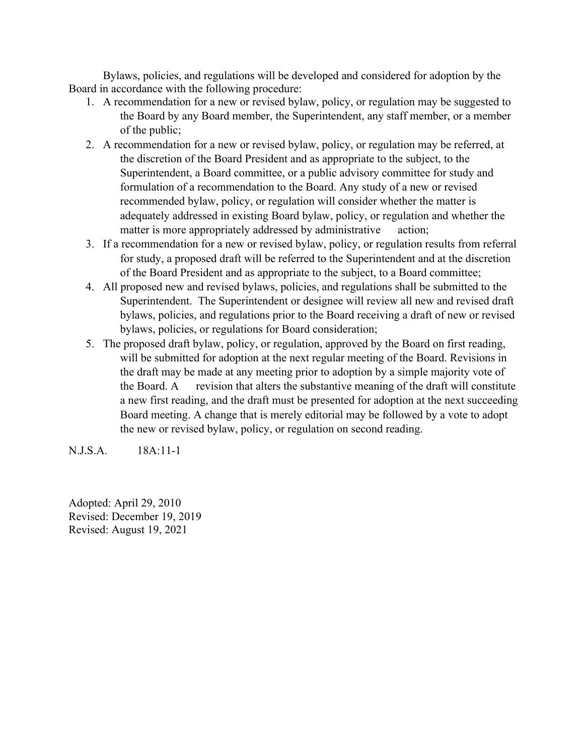Bylaws, policies, and regulations will be developed and considered for adoption by the Board in accordance with the following procedure:

1. A recommendation for a new or revised bylaw, policy, or regulation may be suggested to the Board by any Board member, the Superintendent, any staff member, or a member of the public;
2. A recommendation for a new or revised bylaw, policy, or regulation may be referred, at the discretion of the Board President and as appropriate to the subject, to the Superintendent, a Board committee, or a public advisory committee for study and formulation of a recommendation to the Board. Any study of a new or revised recommended bylaw, policy, or regulation will consider whether the matter is adequately addressed in existing Board bylaw, policy, or regulation and whether the matter is more appropriately addressed by administrative action;
3. If a recommendation for a new or revised bylaw, policy, or regulation results from referral for study, a proposed draft will be referred to the Superintendent and at the discretion of the Board President and as appropriate to the subject, to a Board committee;
4. All proposed new and revised bylaws, policies, and regulations shall be submitted to the Superintendent. The Superintendent or designee will review all new and revised draft bylaws, policies, and regulations prior to the Board receiving a draft of new or revised bylaws, policies, or regulations for Board consideration;
5. The proposed draft bylaw, policy, or regulation, approved by the Board on first reading, will be submitted for adoption at the next regular meeting of the Board. Revisions in the draft may be made at any meeting prior to adoption by a simple majority vote of the Board. A revision that alters the substantive meaning of the draft will constitute a new first reading, and the draft must be presented for adoption at the next succeeding Board meeting. A change that is merely editorial may be followed by a vote to adopt the new or revised bylaw, policy, or regulation on second reading.

N.J.S.A. 18A:11-1

Adopted: April 29, 2010
Revised: December 19, 2019
Revised: August 19, 2021